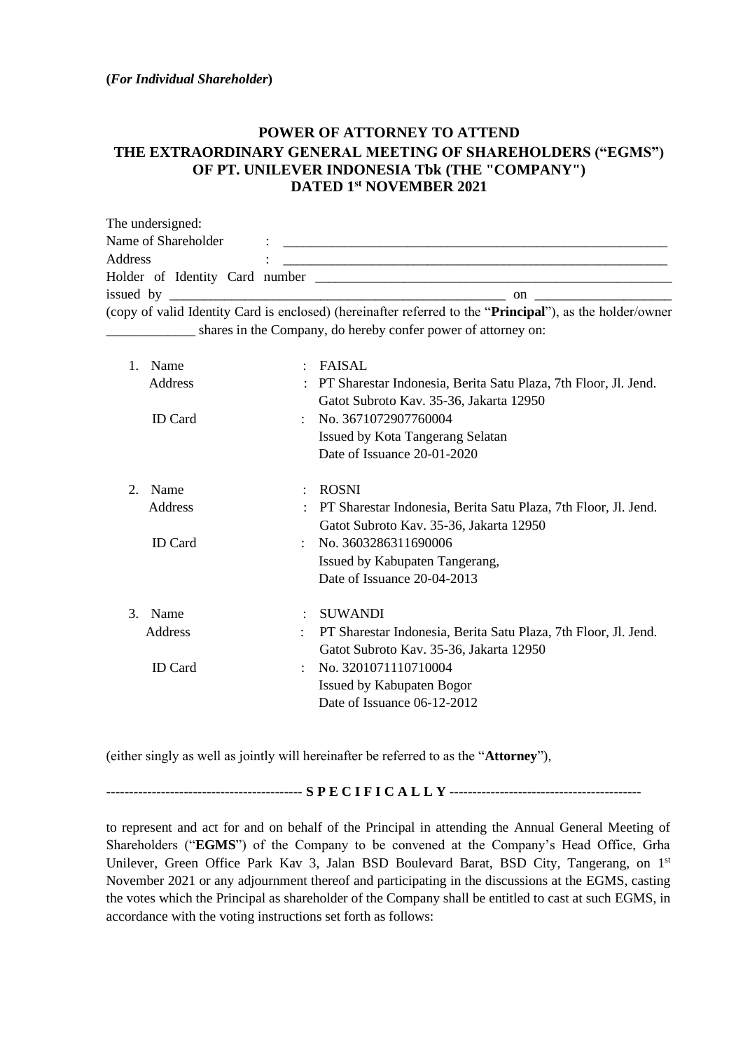**(*For Individual Shareholder*)**

# POWER OF ATTORNEY TO ATTEND THE EXTRAORDINARY GENERAL MEETING OF SHAREHOLDERS ("EGMS") OF PT. UNILEVER INDONESIA Tbk (THE "COMPANY") DATED 1st NOVEMBER 2021

The undersigned:

Name of Shareholder : ____________________________________________________________

Address : ____________________________________________________________

Holder of Identity Card number ____________________________________________________________

issued by ______________________________________________________ on ____________________

(copy of valid Identity Card is enclosed) (hereinafter referred to the "**Principal**"), as the holder/owner _____________ shares in the Company, do hereby confer power of attorney on:

1. Name : FAISAL
   Address : PT Sharestar Indonesia, Berita Satu Plaza, 7th Floor, Jl. Jend. Gatot Subroto Kav. 35-36, Jakarta 12950
   ID Card : No. 3671072907760004
   Issued by Kota Tangerang Selatan
   Date of Issuance 20-01-2020

2. Name : ROSNI
   Address : PT Sharestar Indonesia, Berita Satu Plaza, 7th Floor, Jl. Jend. Gatot Subroto Kav. 35-36, Jakarta 12950
   ID Card : No. 3603286311690006
   Issued by Kabupaten Tangerang,
   Date of Issuance 20-04-2013

3. Name : SUWANDI
   Address : PT Sharestar Indonesia, Berita Satu Plaza, 7th Floor, Jl. Jend. Gatot Subroto Kav. 35-36, Jakarta 12950
   ID Card : No. 3201071110710004
   Issued by Kabupaten Bogor
   Date of Issuance 06-12-2012

(either singly as well as jointly will hereinafter be referred to as the "**Attorney**"),

------------------------------------------ **S P E C I F I C A L L Y** ------------------------------------------

to represent and act for and on behalf of the Principal in attending the Annual General Meeting of Shareholders ("**EGMS**") of the Company to be convened at the Company's Head Office, Grha Unilever, Green Office Park Kav 3, Jalan BSD Boulevard Barat, BSD City, Tangerang, on 1st November 2021 or any adjournment thereof and participating in the discussions at the EGMS, casting the votes which the Principal as shareholder of the Company shall be entitled to cast at such EGMS, in accordance with the voting instructions set forth as follows: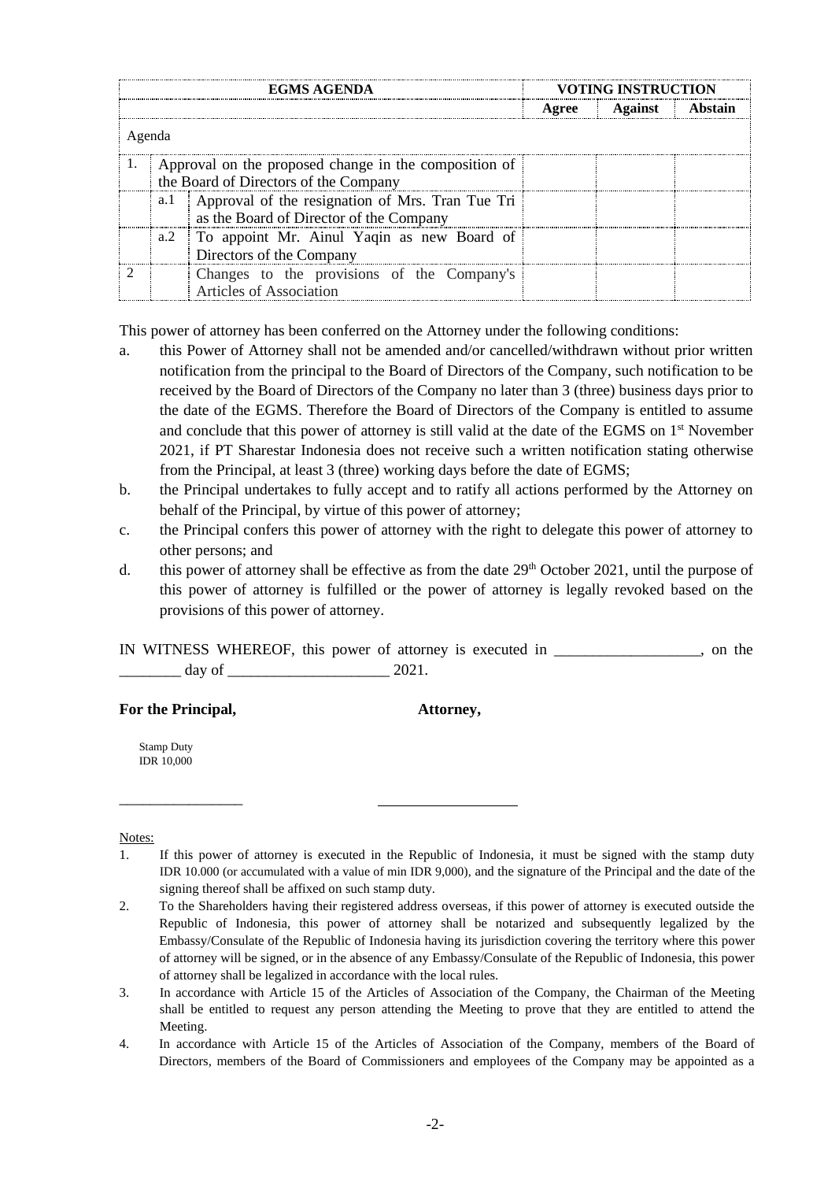| EGMS AGENDA | | | VOTING INSTRUCTION | | |
|---|---|---|---|---|---|
| | | | Agree | Against | Abstain |
| Agenda | | | | | |
| 1. | Approval on the proposed change in the composition of the Board of Directors of the Company | | | | |
| | a.1 | Approval of the resignation of Mrs. Tran Tue Tri as the Board of Director of the Company | | | |
| | a.2 | To appoint Mr. Ainul Yaqin as new Board of Directors of the Company | | | |
| 2 | | Changes to the provisions of the Company's Articles of Association | | | |

This power of attorney has been conferred on the Attorney under the following conditions:

a. this Power of Attorney shall not be amended and/or cancelled/withdrawn without prior written notification from the principal to the Board of Directors of the Company, such notification to be received by the Board of Directors of the Company no later than 3 (three) business days prior to the date of the EGMS. Therefore the Board of Directors of the Company is entitled to assume and conclude that this power of attorney is still valid at the date of the EGMS on 1st November 2021, if PT Sharestar Indonesia does not receive such a written notification stating otherwise from the Principal, at least 3 (three) working days before the date of EGMS;

b. the Principal undertakes to fully accept and to ratify all actions performed by the Attorney on behalf of the Principal, by virtue of this power of attorney;

c. the Principal confers this power of attorney with the right to delegate this power of attorney to other persons; and

d. this power of attorney shall be effective as from the date 29th October 2021, until the purpose of this power of attorney is fulfilled or the power of attorney is legally revoked based on the provisions of this power of attorney.

IN WITNESS WHEREOF, this power of attorney is executed in ___________________, on the ________ day of _____________________ 2021.

**For the Principal,** **Attorney,**

Stamp Duty
IDR 10,000

_________________ ___________________

Notes:

1. If this power of attorney is executed in the Republic of Indonesia, it must be signed with the stamp duty IDR 10.000 (or accumulated with a value of min IDR 9,000), and the signature of the Principal and the date of the signing thereof shall be affixed on such stamp duty.
2. To the Shareholders having their registered address overseas, if this power of attorney is executed outside the Republic of Indonesia, this power of attorney shall be notarized and subsequently legalized by the Embassy/Consulate of the Republic of Indonesia having its jurisdiction covering the territory where this power of attorney will be signed, or in the absence of any Embassy/Consulate of the Republic of Indonesia, this power of attorney shall be legalized in accordance with the local rules.
3. In accordance with Article 15 of the Articles of Association of the Company, the Chairman of the Meeting shall be entitled to request any person attending the Meeting to prove that they are entitled to attend the Meeting.
4. In accordance with Article 15 of the Articles of Association of the Company, members of the Board of Directors, members of the Board of Commissioners and employees of the Company may be appointed as a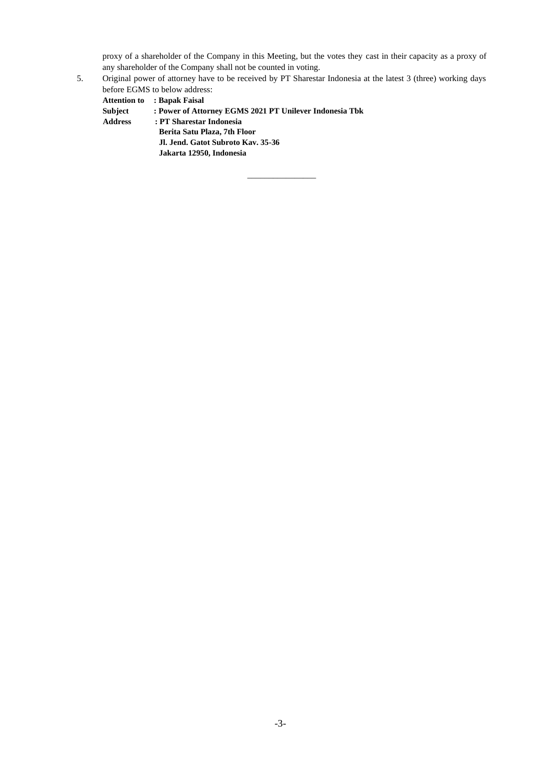proxy of a shareholder of the Company in this Meeting, but the votes they cast in their capacity as a proxy of any shareholder of the Company shall not be counted in voting.

5. Original power of attorney have to be received by PT Sharestar Indonesia at the latest 3 (three) working days before EGMS to below address:

   **Attention to : Bapak Faisal**
   **Subject : Power of Attorney EGMS 2021 PT Unilever Indonesia Tbk**
   **Address : PT Sharestar Indonesia**
   **Berita Satu Plaza, 7th Floor**
   **Jl. Jend. Gatot Subroto Kav. 35-36**
   **Jakarta 12950, Indonesia**

---